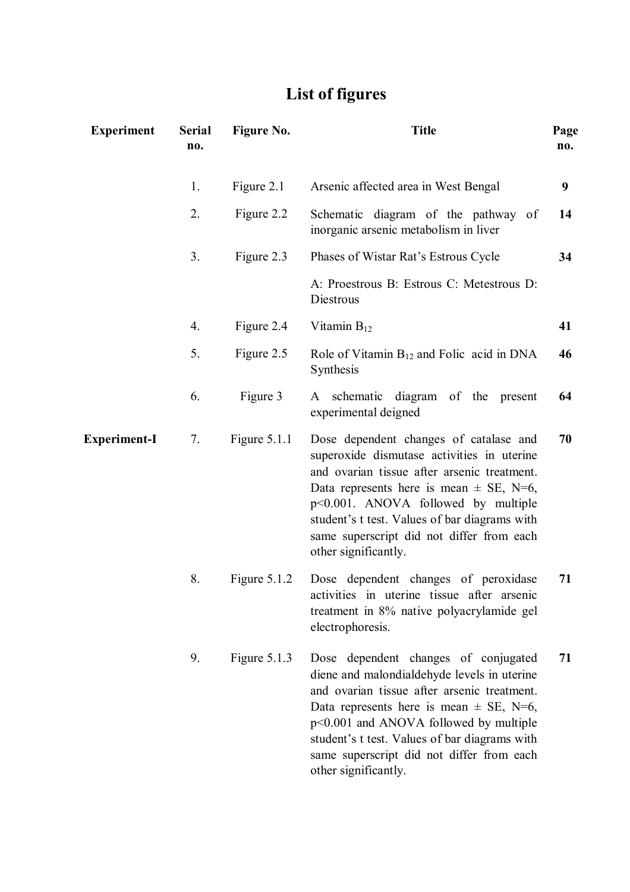# List of figures

| Experiment | Serial no. | Figure No. | Title | Page no. |
|---|---|---|---|---|
| | 1. | Figure 2.1 | Arsenic affected area in West Bengal | **9** |
| | 2. | Figure 2.2 | Schematic diagram of the pathway of inorganic arsenic metabolism in liver | **14** |
| | 3. | Figure 2.3 | Phases of Wistar Rat's Estrous Cycle<br>A: Proestrous B: Estrous C: Metestrous D: Diestrous | **34** |
| | 4. | Figure 2.4 | Vitamin $B_{12}$ | **41** |
| | 5. | Figure 2.5 | Role of Vitamin $B_{12}$ and Folic acid in DNA Synthesis | **46** |
| | 6. | Figure 3 | A schematic diagram of the present experimental deigned | **64** |
| **Experiment-I** | 7. | Figure 5.1.1 | Dose dependent changes of catalase and superoxide dismutase activities in uterine and ovarian tissue after arsenic treatment. Data represents here is mean ± SE, N=6, $p<0.001$. ANOVA followed by multiple student's t test. Values of bar diagrams with same superscript did not differ from each other significantly. | **70** |
| | 8. | Figure 5.1.2 | Dose dependent changes of peroxidase activities in uterine tissue after arsenic treatment in 8% native polyacrylamide gel electrophoresis. | **71** |
| | 9. | Figure 5.1.3 | Dose dependent changes of conjugated diene and malondialdehyde levels in uterine and ovarian tissue after arsenic treatment. Data represents here is mean ± SE, N=6, $p<0.001$ and ANOVA followed by multiple student's t test. Values of bar diagrams with same superscript did not differ from each other significantly. | **71** |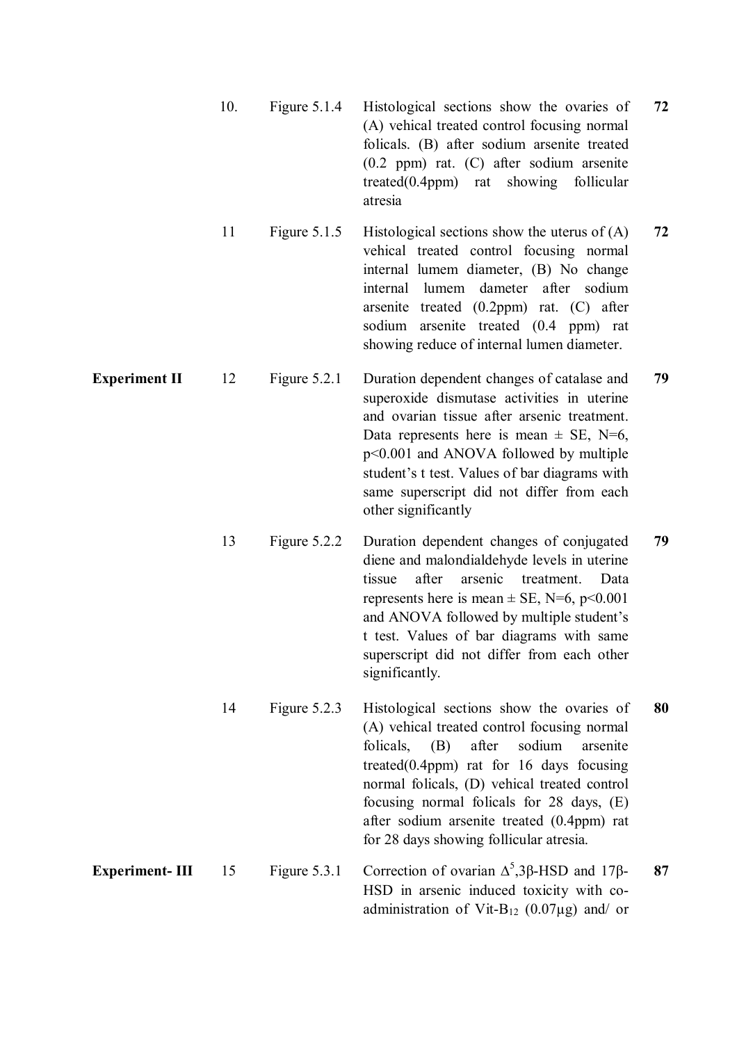| | | | | |
|---|---|---|---|---|
| | 10. | Figure 5.1.4 | Histological sections show the ovaries of (A) vehical treated control focusing normal folicals. (B) after sodium arsenite treated (0.2 ppm) rat. (C) after sodium arsenite treated(0.4ppm) rat showing follicular atresia | **72** |
| | 11 | Figure 5.1.5 | Histological sections show the uterus of (A) vehical treated control focusing normal internal lumem diameter, (B) No change internal lumem dameter after sodium arsenite treated (0.2ppm) rat. (C) after sodium arsenite treated (0.4 ppm) rat showing reduce of internal lumen diameter. | **72** |
| **Experiment II** | 12 | Figure 5.2.1 | Duration dependent changes of catalase and superoxide dismutase activities in uterine and ovarian tissue after arsenic treatment. Data represents here is mean ± SE, N=6, $p<0.001$ and ANOVA followed by multiple student's t test. Values of bar diagrams with same superscript did not differ from each other significantly | **79** |
| | 13 | Figure 5.2.2 | Duration dependent changes of conjugated diene and malondialdehyde levels in uterine tissue after arsenic treatment. Data represents here is mean ± SE, N=6, $p<0.001$ and ANOVA followed by multiple student's t test. Values of bar diagrams with same superscript did not differ from each other significantly. | **79** |
| | 14 | Figure 5.2.3 | Histological sections show the ovaries of (A) vehical treated control focusing normal folicals, (B) after sodium arsenite treated(0.4ppm) rat for 16 days focusing normal folicals, (D) vehical treated control focusing normal folicals for 28 days, (E) after sodium arsenite treated (0.4ppm) rat for 28 days showing follicular atresia. | **80** |
| **Experiment- III** | 15 | Figure 5.3.1 | Correction of ovarian $\Delta^5$,3β-HSD and 17β-HSD in arsenic induced toxicity with co-administration of Vit-$B_{12}$ (0.07μg) and/ or | **87** |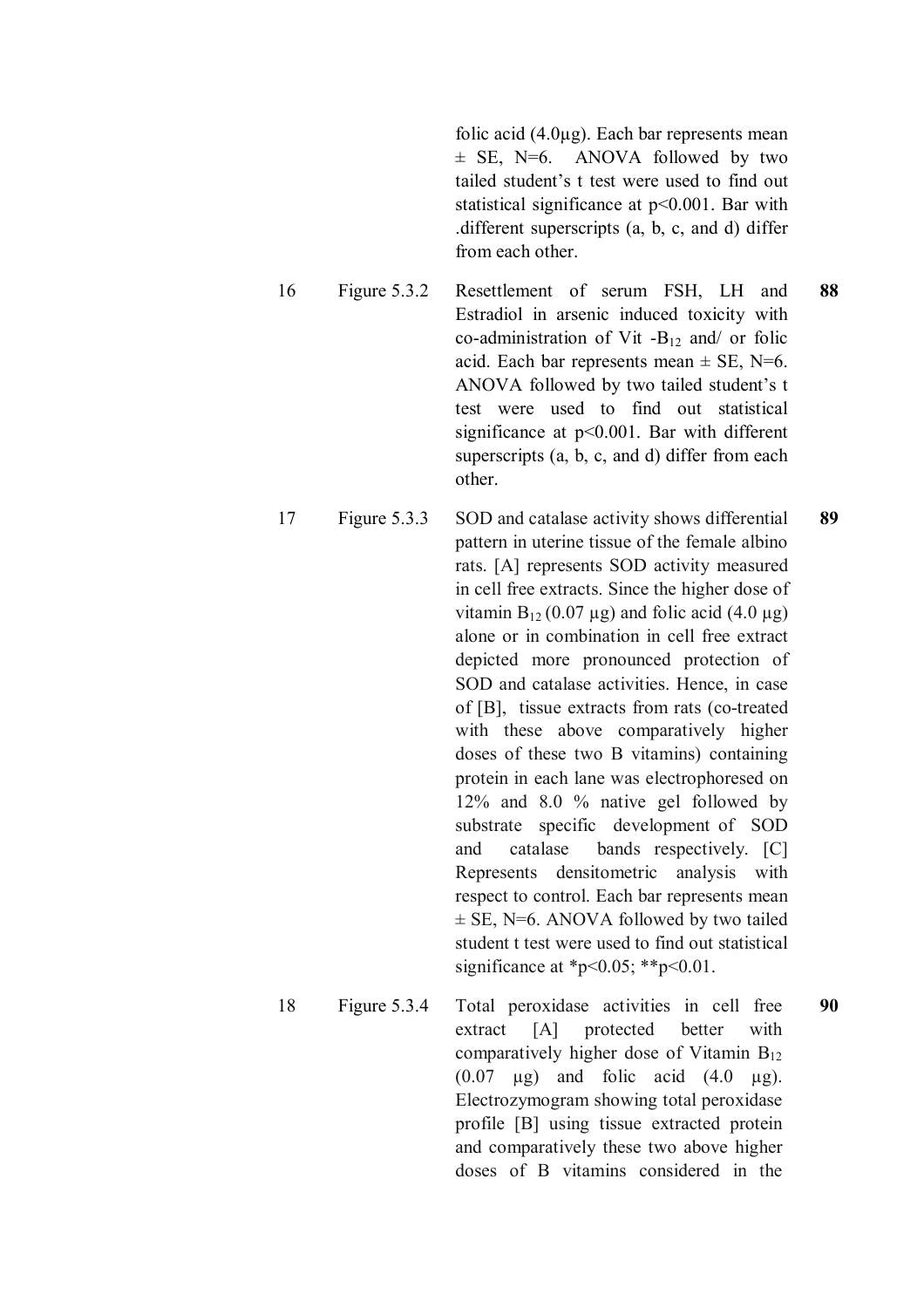| | | | |
|---|---|---|---|
| | | folic acid (4.0µg). Each bar represents mean ± SE, N=6. ANOVA followed by two tailed student's t test were used to find out statistical significance at $p<0.001$. Bar with .different superscripts (a, b, c, and d) differ from each other. | |
| 16 | Figure 5.3.2 | Resettlement of serum FSH, LH and Estradiol in arsenic induced toxicity with co-administration of Vit -$B_{12}$ and/ or folic acid. Each bar represents mean ± SE, N=6. ANOVA followed by two tailed student's t test were used to find out statistical significance at $p<0.001$. Bar with different superscripts (a, b, c, and d) differ from each other. | **88** |
| 17 | Figure 5.3.3 | SOD and catalase activity shows differential pattern in uterine tissue of the female albino rats. [A] represents SOD activity measured in cell free extracts. Since the higher dose of vitamin $B_{12}$ (0.07 µg) and folic acid (4.0 µg) alone or in combination in cell free extract depicted more pronounced protection of SOD and catalase activities. Hence, in case of [B], tissue extracts from rats (co-treated with these above comparatively higher doses of these two B vitamins) containing protein in each lane was electrophoresed on 12% and 8.0 % native gel followed by substrate specific development of SOD and catalase bands respectively. [C] Represents densitometric analysis with respect to control. Each bar represents mean ± SE, N=6. ANOVA followed by two tailed student t test were used to find out statistical significance at $^*p<0.05$; $^{**}p<0.01$. | **89** |
| 18 | Figure 5.3.4 | Total peroxidase activities in cell free extract [A] protected better with comparatively higher dose of Vitamin $B_{12}$ (0.07 µg) and folic acid (4.0 µg). Electrozymogram showing total peroxidase profile [B] using tissue extracted protein and comparatively these two above higher doses of B vitamins considered in the | **90** |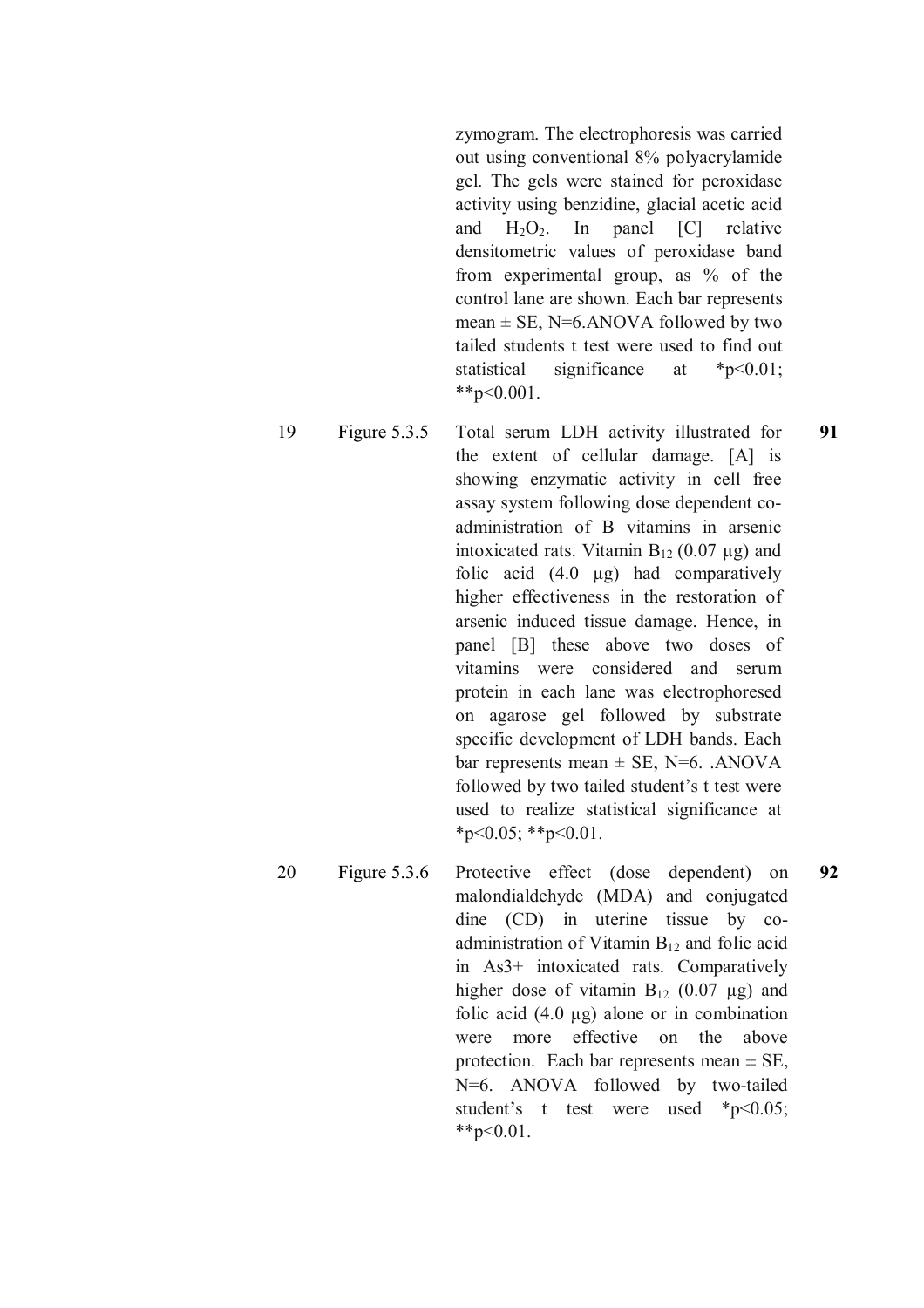zymogram. The electrophoresis was carried out using conventional 8% polyacrylamide gel. The gels were stained for peroxidase activity using benzidine, glacial acetic acid and $H_2O_2$. In panel [C] relative densitometric values of peroxidase band from experimental group, as % of the control lane are shown. Each bar represents mean ± SE, N=6.ANOVA followed by two tailed students t test were used to find out statistical significance at $*p<0.01$; $**p<0.001$.

| | | | |
|---|---|---|---|
| 19 | Figure 5.3.5 | Total serum LDH activity illustrated for the extent of cellular damage. [A] is showing enzymatic activity in cell free assay system following dose dependent co-administration of B vitamins in arsenic intoxicated rats. Vitamin $B_{12}$ (0.07 µg) and folic acid (4.0 µg) had comparatively higher effectiveness in the restoration of arsenic induced tissue damage. Hence, in panel [B] these above two doses of vitamins were considered and serum protein in each lane was electrophoresed on agarose gel followed by substrate specific development of LDH bands. Each bar represents mean ± SE, N=6. .ANOVA followed by two tailed student's t test were used to realize statistical significance at $*p<0.05$; $**p<0.01$. | **91** |
| 20 | Figure 5.3.6 | Protective effect (dose dependent) on malondialdehyde (MDA) and conjugated dine (CD) in uterine tissue by co-administration of Vitamin $B_{12}$ and folic acid in $As^{3+}$ intoxicated rats. Comparatively higher dose of vitamin $B_{12}$ (0.07 µg) and folic acid (4.0 µg) alone or in combination were more effective on the above protection. Each bar represents mean ± SE, N=6. ANOVA followed by two-tailed student's t test were used $*p<0.05$; $**p<0.01$. | **92** |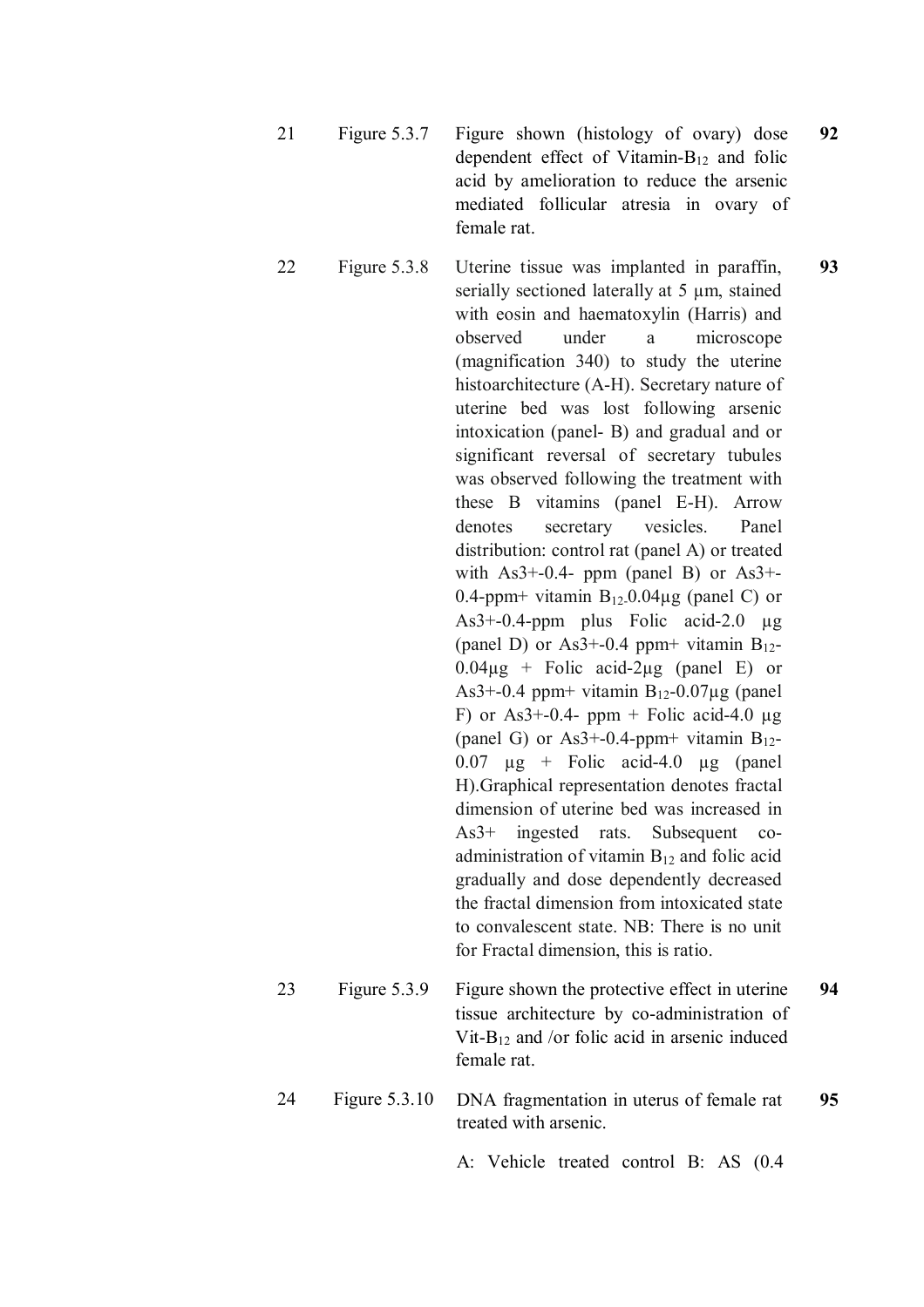| | | | |
|---|---|---|---|
| 21 | Figure 5.3.7 | Figure shown (histology of ovary) dose dependent effect of Vitamin-$B_{12}$ and folic acid by amelioration to reduce the arsenic mediated follicular atresia in ovary of female rat. | **92** |
| 22 | Figure 5.3.8 | Uterine tissue was implanted in paraffin, serially sectioned laterally at 5 µm, stained with eosin and haematoxylin (Harris) and observed under a microscope (magnification 340) to study the uterine histoarchitecture (A-H). Secretary nature of uterine bed was lost following arsenic intoxication (panel- B) and gradual and or significant reversal of secretary tubules was observed following the treatment with these B vitamins (panel E-H). Arrow denotes secretary vesicles. Panel distribution: control rat (panel A) or treated with As3+-0.4- ppm (panel B) or As3+-0.4-ppm+ vitamin $B_{12}$-0.04µg (panel C) or As3+-0.4-ppm plus Folic acid-2.0 µg (panel D) or As3+-0.4 ppm+ vitamin $B_{12}$-0.04µg + Folic acid-2µg (panel E) or As3+-0.4 ppm+ vitamin $B_{12}$-0.07µg (panel F) or As3+-0.4- ppm + Folic acid-4.0 µg (panel G) or As3+-0.4-ppm+ vitamin $B_{12}$-0.07 µg + Folic acid-4.0 µg (panel H).Graphical representation denotes fractal dimension of uterine bed was increased in As3+ ingested rats. Subsequent co-administration of vitamin $B_{12}$ and folic acid gradually and dose dependently decreased the fractal dimension from intoxicated state to convalescent state. NB: There is no unit for Fractal dimension, this is ratio. | **93** |
| 23 | Figure 5.3.9 | Figure shown the protective effect in uterine tissue architecture by co-administration of Vit-$B_{12}$ and /or folic acid in arsenic induced female rat. | **94** |
| 24 | Figure 5.3.10 | DNA fragmentation in uterus of female rat treated with arsenic.<br><br>A: Vehicle treated control B: AS (0.4 | **95** |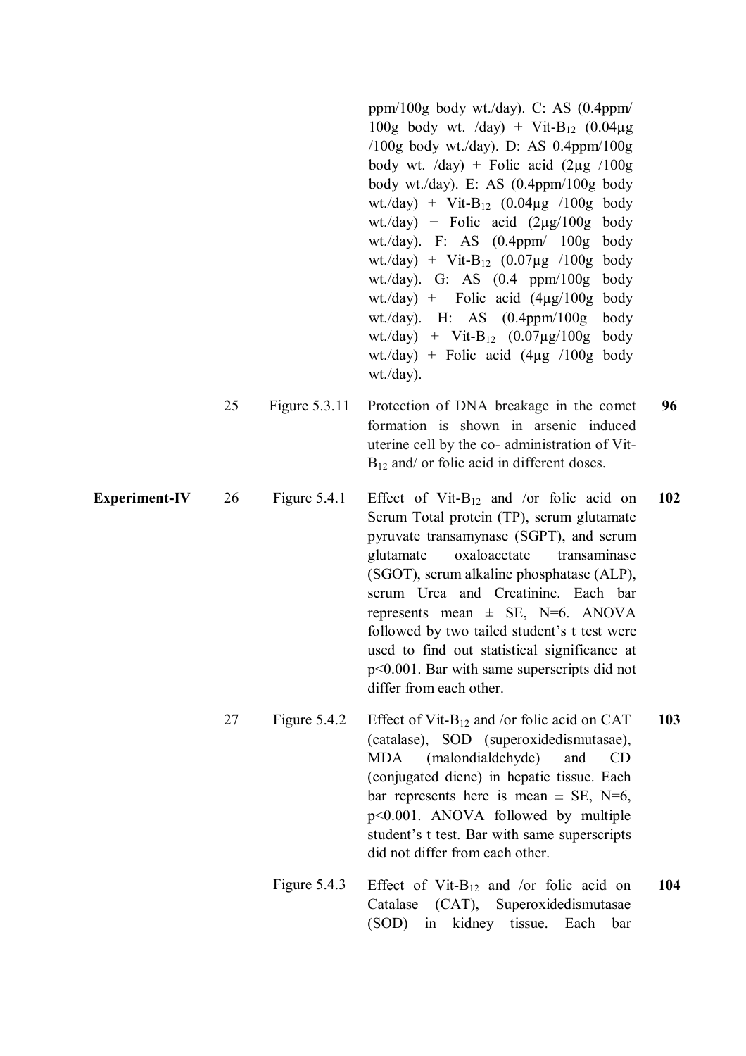| | | | | |
|---|---|---|---|---|
| | | | ppm/100g body wt./day). C: AS (0.4ppm/ 100g body wt. /day) + Vit-$B_{12}$ (0.04µg /100g body wt./day). D: AS 0.4ppm/100g body wt. /day) + Folic acid (2µg /100g body wt./day). E: AS (0.4ppm/100g body wt./day) + Vit-$B_{12}$ (0.04µg /100g body wt./day) + Folic acid (2µg/100g body wt./day). F: AS (0.4ppm/ 100g body wt./day) + Vit-$B_{12}$ (0.07µg /100g body wt./day). G: AS (0.4 ppm/100g body wt./day) + Folic acid (4µg/100g body wt./day). H: AS (0.4ppm/100g body wt./day) + Vit-$B_{12}$ (0.07µg/100g body wt./day) + Folic acid (4µg /100g body wt./day). | |
| | 25 | Figure 5.3.11 | Protection of DNA breakage in the comet formation is shown in arsenic induced uterine cell by the co- administration of Vit-$B_{12}$ and/ or folic acid in different doses. | **96** |
| **Experiment-IV** | 26 | Figure 5.4.1 | Effect of Vit-$B_{12}$ and /or folic acid on Serum Total protein (TP), serum glutamate pyruvate transamynase (SGPT), and serum glutamate oxaloacetate transaminase (SGOT), serum alkaline phosphatase (ALP), serum Urea and Creatinine. Each bar represents mean ± SE, N=6. ANOVA followed by two tailed student's t test were used to find out statistical significance at $p<0.001$. Bar with same superscripts did not differ from each other. | **102** |
| | 27 | Figure 5.4.2 | Effect of Vit-$B_{12}$ and /or folic acid on CAT (catalase), SOD (superoxidedismutasae), MDA (malondialdehyde) and CD (conjugated diene) in hepatic tissue. Each bar represents here is mean ± SE, N=6, $p<0.001$. ANOVA followed by multiple student's t test. Bar with same superscripts did not differ from each other. | **103** |
| | | Figure 5.4.3 | Effect of Vit-$B_{12}$ and /or folic acid on Catalase (CAT), Superoxidedismutasae (SOD) in kidney tissue. Each bar | **104** |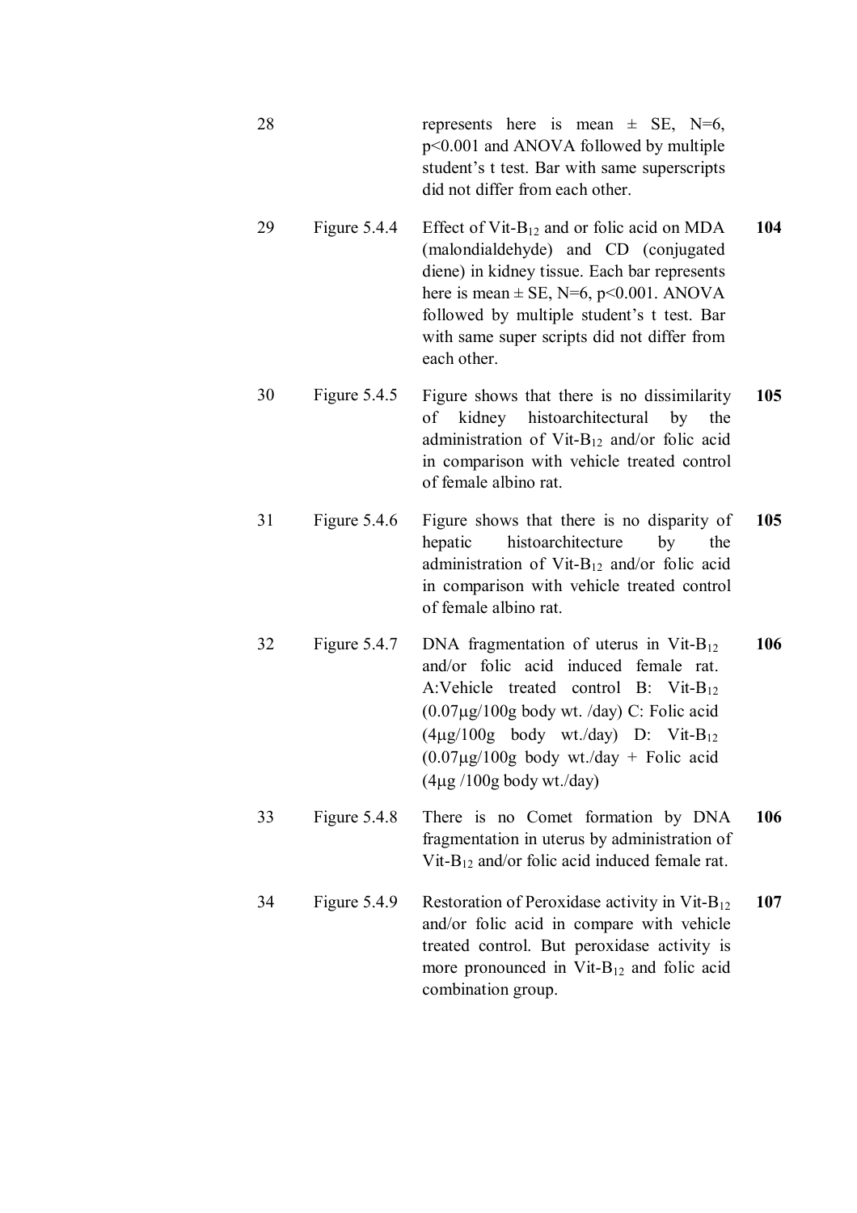| | | | |
|---|---|---|---|
| 28 | | represents here is mean ± SE, N=6, $p<0.001$ and ANOVA followed by multiple student's t test. Bar with same superscripts did not differ from each other. | |
| 29 | Figure 5.4.4 | Effect of Vit-$B_{12}$ and or folic acid on MDA (malondialdehyde) and CD (conjugated diene) in kidney tissue. Each bar represents here is mean ± SE, N=6, $p<0.001$. ANOVA followed by multiple student's t test. Bar with same super scripts did not differ from each other. | **104** |
| 30 | Figure 5.4.5 | Figure shows that there is no dissimilarity of kidney histoarchitectural by the administration of Vit-$B_{12}$ and/or folic acid in comparison with vehicle treated control of female albino rat. | **105** |
| 31 | Figure 5.4.6 | Figure shows that there is no disparity of hepatic histoarchitecture by the administration of Vit-$B_{12}$ and/or folic acid in comparison with vehicle treated control of female albino rat. | **105** |
| 32 | Figure 5.4.7 | DNA fragmentation of uterus in Vit-$B_{12}$ and/or folic acid induced female rat. A:Vehicle treated control B: Vit-$B_{12}$ (0.07μg/100g body wt. /day) C: Folic acid (4μg/100g body wt./day) D: Vit-$B_{12}$ (0.07μg/100g body wt./day + Folic acid (4μg /100g body wt./day) | **106** |
| 33 | Figure 5.4.8 | There is no Comet formation by DNA fragmentation in uterus by administration of Vit-$B_{12}$ and/or folic acid induced female rat. | **106** |
| 34 | Figure 5.4.9 | Restoration of Peroxidase activity in Vit-$B_{12}$ and/or folic acid in compare with vehicle treated control. But peroxidase activity is more pronounced in Vit-$B_{12}$ and folic acid combination group. | **107** |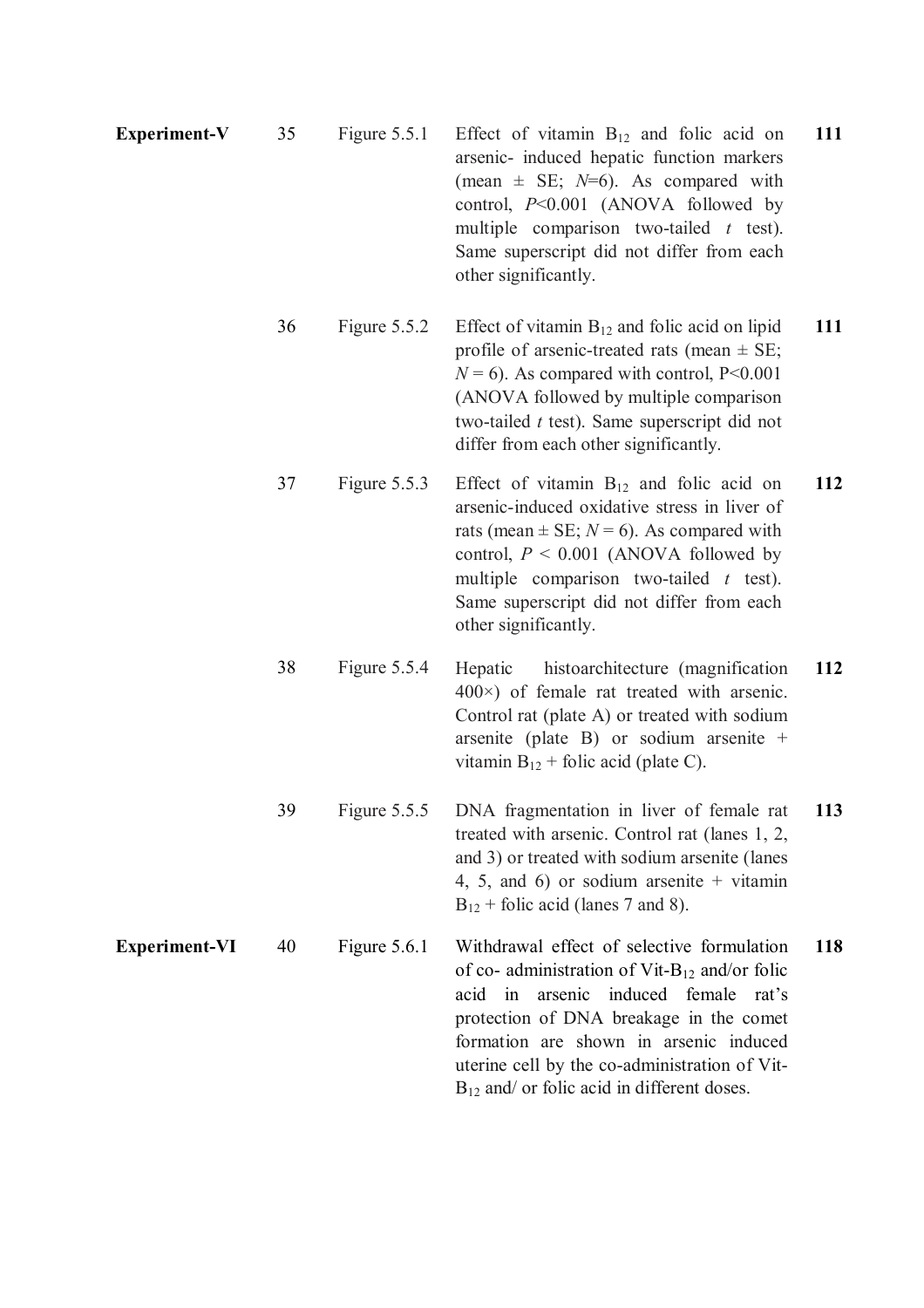| | | | | |
|---|---|---|---|---|
| **Experiment-V** | 35 | Figure 5.5.1 | Effect of vitamin $B_{12}$ and folic acid on arsenic- induced hepatic function markers (mean ± SE; *N*=6). As compared with control, *P*<0.001 (ANOVA followed by multiple comparison two-tailed *t* test). Same superscript did not differ from each other significantly. | **111** |
| | 36 | Figure 5.5.2 | Effect of vitamin $B_{12}$ and folic acid on lipid profile of arsenic-treated rats (mean ± SE; *N* = 6). As compared with control, P<0.001 (ANOVA followed by multiple comparison two-tailed *t* test). Same superscript did not differ from each other significantly. | **111** |
| | 37 | Figure 5.5.3 | Effect of vitamin $B_{12}$ and folic acid on arsenic-induced oxidative stress in liver of rats (mean ± SE; *N* = 6). As compared with control, *P* < 0.001 (ANOVA followed by multiple comparison two-tailed *t* test). Same superscript did not differ from each other significantly. | **112** |
| | 38 | Figure 5.5.4 | Hepatic histoarchitecture (magnification 400×) of female rat treated with arsenic. Control rat (plate A) or treated with sodium arsenite (plate B) or sodium arsenite + vitamin $B_{12}$ + folic acid (plate C). | **112** |
| | 39 | Figure 5.5.5 | DNA fragmentation in liver of female rat treated with arsenic. Control rat (lanes 1, 2, and 3) or treated with sodium arsenite (lanes 4, 5, and 6) or sodium arsenite + vitamin $B_{12}$ + folic acid (lanes 7 and 8). | **113** |
| **Experiment-VI** | 40 | Figure 5.6.1 | Withdrawal effect of selective formulation of co- administration of Vit-$B_{12}$ and/or folic acid in arsenic induced female rat's protection of DNA breakage in the comet formation are shown in arsenic induced uterine cell by the co-administration of Vit-$B_{12}$ and/ or folic acid in different doses. | **118** |